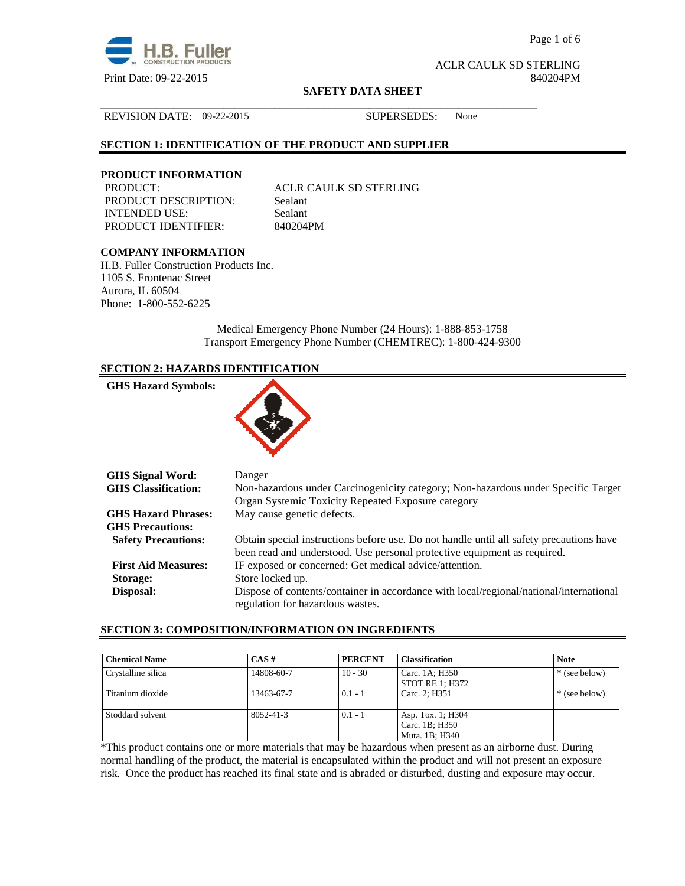ACLR CAULK SD STERLING
840204PM

Print Date: 09-22-2015

**SAFETY DATA SHEET**

REVISION DATE: 09-22-2015 SUPERSEDES: None

## SECTION 1: IDENTIFICATION OF THE PRODUCT AND SUPPLIER

### PRODUCT INFORMATION

PRODUCT: ACLR CAULK SD STERLING
PRODUCT DESCRIPTION: Sealant
INTENDED USE: Sealant
PRODUCT IDENTIFIER: 840204PM

### COMPANY INFORMATION

H.B. Fuller Construction Products Inc.
1105 S. Frontenac Street
Aurora, IL 60504
Phone: 1-800-552-6225

Medical Emergency Phone Number (24 Hours): 1-888-853-1758
Transport Emergency Phone Number (CHEMTREC): 1-800-424-9300

## SECTION 2: HAZARDS IDENTIFICATION

**GHS Hazard Symbols:**

**GHS Signal Word:** Danger

**GHS Classification:** Non-hazardous under Carcinogenicity category; Non-hazardous under Specific Target Organ Systemic Toxicity Repeated Exposure category

**GHS Hazard Phrases:** May cause genetic defects.

**GHS Precautions:**

**Safety Precautions:** Obtain special instructions before use. Do not handle until all safety precautions have been read and understood. Use personal protective equipment as required.

**First Aid Measures:** IF exposed or concerned: Get medical advice/attention.

**Storage:** Store locked up.

**Disposal:** Dispose of contents/container in accordance with local/regional/national/international regulation for hazardous wastes.

## SECTION 3: COMPOSITION/INFORMATION ON INGREDIENTS

| Chemical Name | CAS # | PERCENT | Classification | Note |
|---|---|---|---|---|
| Crystalline silica | 14808-60-7 | 10 - 30 | Carc. 1A; H350<br>STOT RE 1; H372 | * (see below) |
| Titanium dioxide | 13463-67-7 | 0.1 - 1 | Carc. 2; H351 | * (see below) |
| Stoddard solvent | 8052-41-3 | 0.1 - 1 | Asp. Tox. 1; H304<br>Carc. 1B; H350<br>Muta. 1B; H340 | |

*This product contains one or more materials that may be hazardous when present as an airborne dust. During normal handling of the product, the material is encapsulated within the product and will not present an exposure risk. Once the product has reached its final state and is abraded or disturbed, dusting and exposure may occur.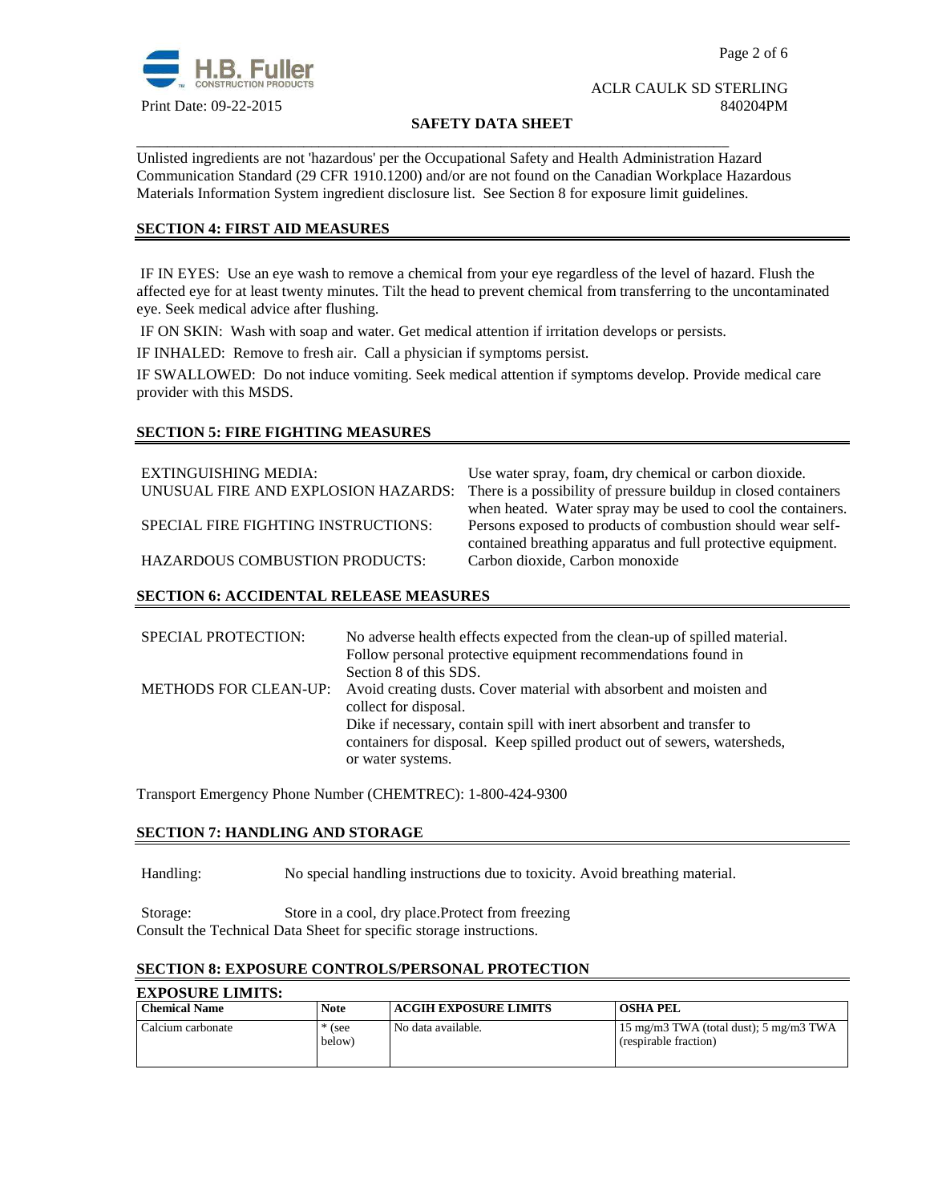Unlisted ingredients are not 'hazardous' per the Occupational Safety and Health Administration Hazard Communication Standard (29 CFR 1910.1200) and/or are not found on the Canadian Workplace Hazardous Materials Information System ingredient disclosure list. See Section 8 for exposure limit guidelines.

## SECTION 4: FIRST AID MEASURES

IF IN EYES: Use an eye wash to remove a chemical from your eye regardless of the level of hazard. Flush the affected eye for at least twenty minutes. Tilt the head to prevent chemical from transferring to the uncontaminated eye. Seek medical advice after flushing.

IF ON SKIN: Wash with soap and water. Get medical attention if irritation develops or persists.

IF INHALED: Remove to fresh air. Call a physician if symptoms persist.

IF SWALLOWED: Do not induce vomiting. Seek medical attention if symptoms develop. Provide medical care provider with this MSDS.

## SECTION 5: FIRE FIGHTING MEASURES

EXTINGUISHING MEDIA: Use water spray, foam, dry chemical or carbon dioxide.

UNUSUAL FIRE AND EXPLOSION HAZARDS: There is a possibility of pressure buildup in closed containers when heated. Water spray may be used to cool the containers.

SPECIAL FIRE FIGHTING INSTRUCTIONS: Persons exposed to products of combustion should wear self-contained breathing apparatus and full protective equipment.

HAZARDOUS COMBUSTION PRODUCTS: Carbon dioxide, Carbon monoxide

## SECTION 6: ACCIDENTAL RELEASE MEASURES

SPECIAL PROTECTION: No adverse health effects expected from the clean-up of spilled material. Follow personal protective equipment recommendations found in Section 8 of this SDS.

METHODS FOR CLEAN-UP: Avoid creating dusts. Cover material with absorbent and moisten and collect for disposal.
Dike if necessary, contain spill with inert absorbent and transfer to containers for disposal. Keep spilled product out of sewers, watersheds, or water systems.

Transport Emergency Phone Number (CHEMTREC): 1-800-424-9300

## SECTION 7: HANDLING AND STORAGE

Handling: No special handling instructions due to toxicity. Avoid breathing material.

Storage: Store in a cool, dry place.Protect from freezing
Consult the Technical Data Sheet for specific storage instructions.

## SECTION 8: EXPOSURE CONTROLS/PERSONAL PROTECTION

**EXPOSURE LIMITS:**

| Chemical Name | Note | ACGIH EXPOSURE LIMITS | OSHA PEL |
|---|---|---|---|
| Calcium carbonate | * (see below) | No data available. | 15 mg/m3 TWA (total dust); 5 mg/m3 TWA (respirable fraction) |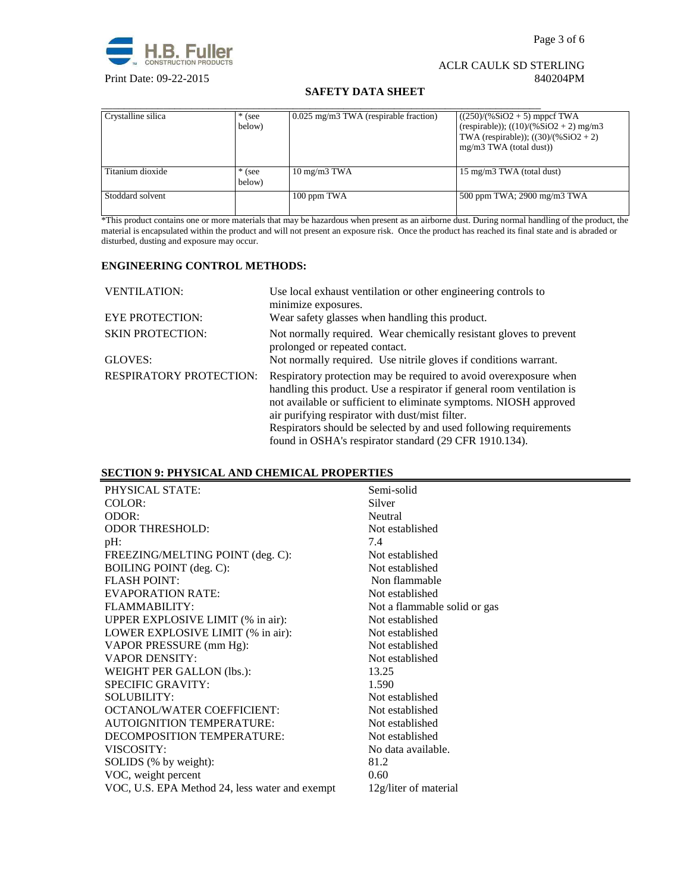| Crystalline silica | * (see below) | 0.025 mg/m3 TWA (respirable fraction) | ((250)/(%SiO2 + 5) mppcf TWA (respirable)); ((10)/(%SiO2 + 2) mg/m3 TWA (respirable)); ((30)/(%SiO2 + 2) mg/m3 TWA (total dust)) |
|---|---|---|---|
| Titanium dioxide | * (see below) | 10 mg/m3 TWA | 15 mg/m3 TWA (total dust) |
| Stoddard solvent | | 100 ppm TWA | 500 ppm TWA; 2900 mg/m3 TWA |

*This product contains one or more materials that may be hazardous when present as an airborne dust. During normal handling of the product, the material is encapsulated within the product and will not present an exposure risk. Once the product has reached its final state and is abraded or disturbed, dusting and exposure may occur.

**ENGINEERING CONTROL METHODS:**

VENTILATION: Use local exhaust ventilation or other engineering controls to minimize exposures.

EYE PROTECTION: Wear safety glasses when handling this product.

SKIN PROTECTION: Not normally required. Wear chemically resistant gloves to prevent prolonged or repeated contact.

GLOVES: Not normally required. Use nitrile gloves if conditions warrant.

RESPIRATORY PROTECTION: Respiratory protection may be required to avoid overexposure when handling this product. Use a respirator if general room ventilation is not available or sufficient to eliminate symptoms. NIOSH approved air purifying respirator with dust/mist filter.
Respirators should be selected by and used following requirements found in OSHA's respirator standard (29 CFR 1910.134).

## SECTION 9: PHYSICAL AND CHEMICAL PROPERTIES

| | |
|---|---|
| PHYSICAL STATE: | Semi-solid |
| COLOR: | Silver |
| ODOR: | Neutral |
| ODOR THRESHOLD: | Not established |
| pH: | 7.4 |
| FREEZING/MELTING POINT (deg. C): | Not established |
| BOILING POINT (deg. C): | Not established |
| FLASH POINT: | Non flammable |
| EVAPORATION RATE: | Not established |
| FLAMMABILITY: | Not a flammable solid or gas |
| UPPER EXPLOSIVE LIMIT (% in air): | Not established |
| LOWER EXPLOSIVE LIMIT (% in air): | Not established |
| VAPOR PRESSURE (mm Hg): | Not established |
| VAPOR DENSITY: | Not established |
| WEIGHT PER GALLON (lbs.): | 13.25 |
| SPECIFIC GRAVITY: | 1.590 |
| SOLUBILITY: | Not established |
| OCTANOL/WATER COEFFICIENT: | Not established |
| AUTOIGNITION TEMPERATURE: | Not established |
| DECOMPOSITION TEMPERATURE: | Not established |
| VISCOSITY: | No data available. |
| SOLIDS (% by weight): | 81.2 |
| VOC, weight percent | 0.60 |
| VOC, U.S. EPA Method 24, less water and exempt | 12g/liter of material |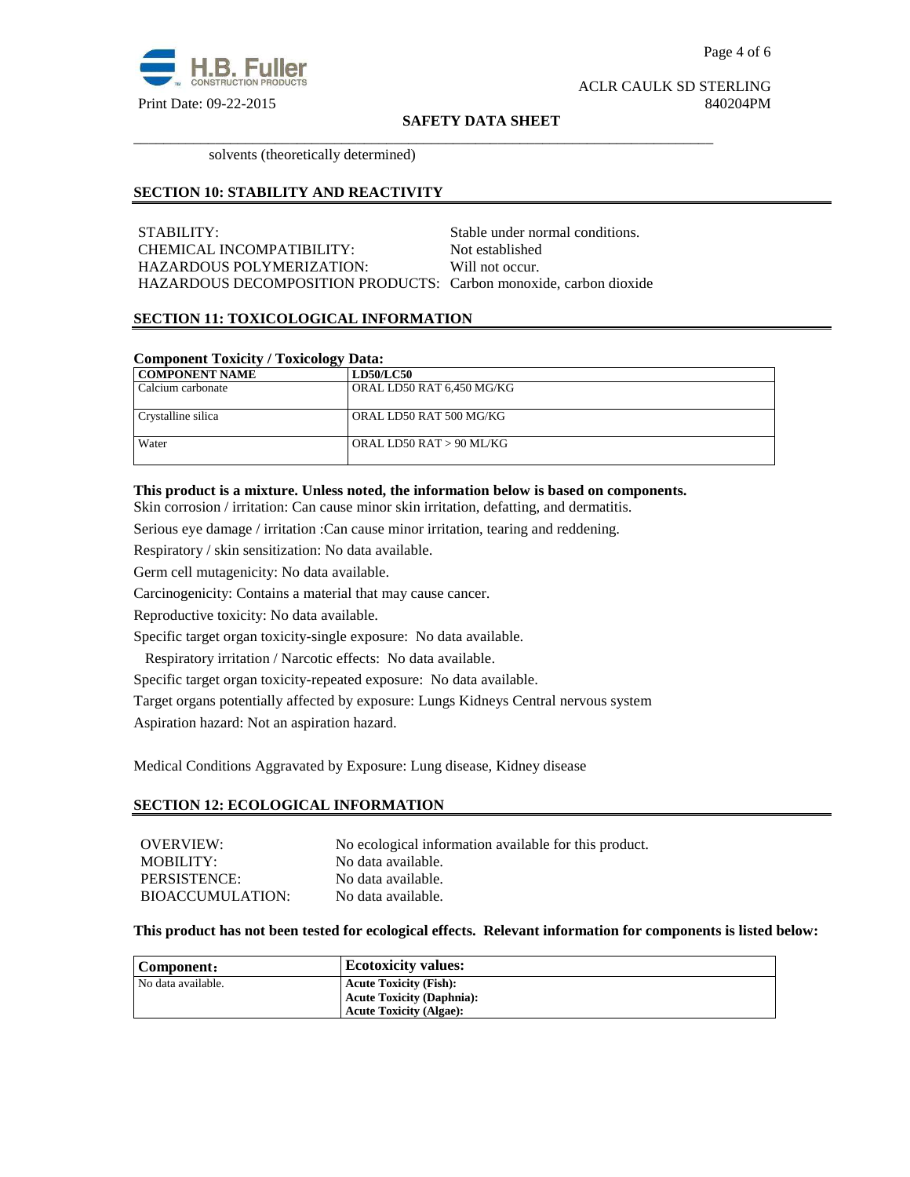solvents (theoretically determined)

## SECTION 10: STABILITY AND REACTIVITY

STABILITY: Stable under normal conditions.
CHEMICAL INCOMPATIBILITY: Not established
HAZARDOUS POLYMERIZATION: Will not occur.
HAZARDOUS DECOMPOSITION PRODUCTS: Carbon monoxide, carbon dioxide

## SECTION 11: TOXICOLOGICAL INFORMATION

**Component Toxicity / Toxicology Data:**

| COMPONENT NAME | LD50/LC50 |
|---|---|
| Calcium carbonate | ORAL LD50 RAT 6,450 MG/KG |
| Crystalline silica | ORAL LD50 RAT 500 MG/KG |
| Water | ORAL LD50 RAT > 90 ML/KG |

**This product is a mixture. Unless noted, the information below is based on components.**

Skin corrosion / irritation: Can cause minor skin irritation, defatting, and dermatitis.

Serious eye damage / irritation :Can cause minor irritation, tearing and reddening.

Respiratory / skin sensitization: No data available.

Germ cell mutagenicity: No data available.

Carcinogenicity: Contains a material that may cause cancer.

Reproductive toxicity: No data available.

Specific target organ toxicity-single exposure: No data available.

Respiratory irritation / Narcotic effects: No data available.

Specific target organ toxicity-repeated exposure: No data available.

Target organs potentially affected by exposure: Lungs Kidneys Central nervous system

Aspiration hazard: Not an aspiration hazard.

Medical Conditions Aggravated by Exposure: Lung disease, Kidney disease

## SECTION 12: ECOLOGICAL INFORMATION

OVERVIEW: No ecological information available for this product.
MOBILITY: No data available.
PERSISTENCE: No data available.
BIOACCUMULATION: No data available.

**This product has not been tested for ecological effects. Relevant information for components is listed below:**

| Component: | Ecotoxicity values: |
|---|---|
| No data available. | **Acute Toxicity (Fish):**<br>**Acute Toxicity (Daphnia):**<br>**Acute Toxicity (Algae):** |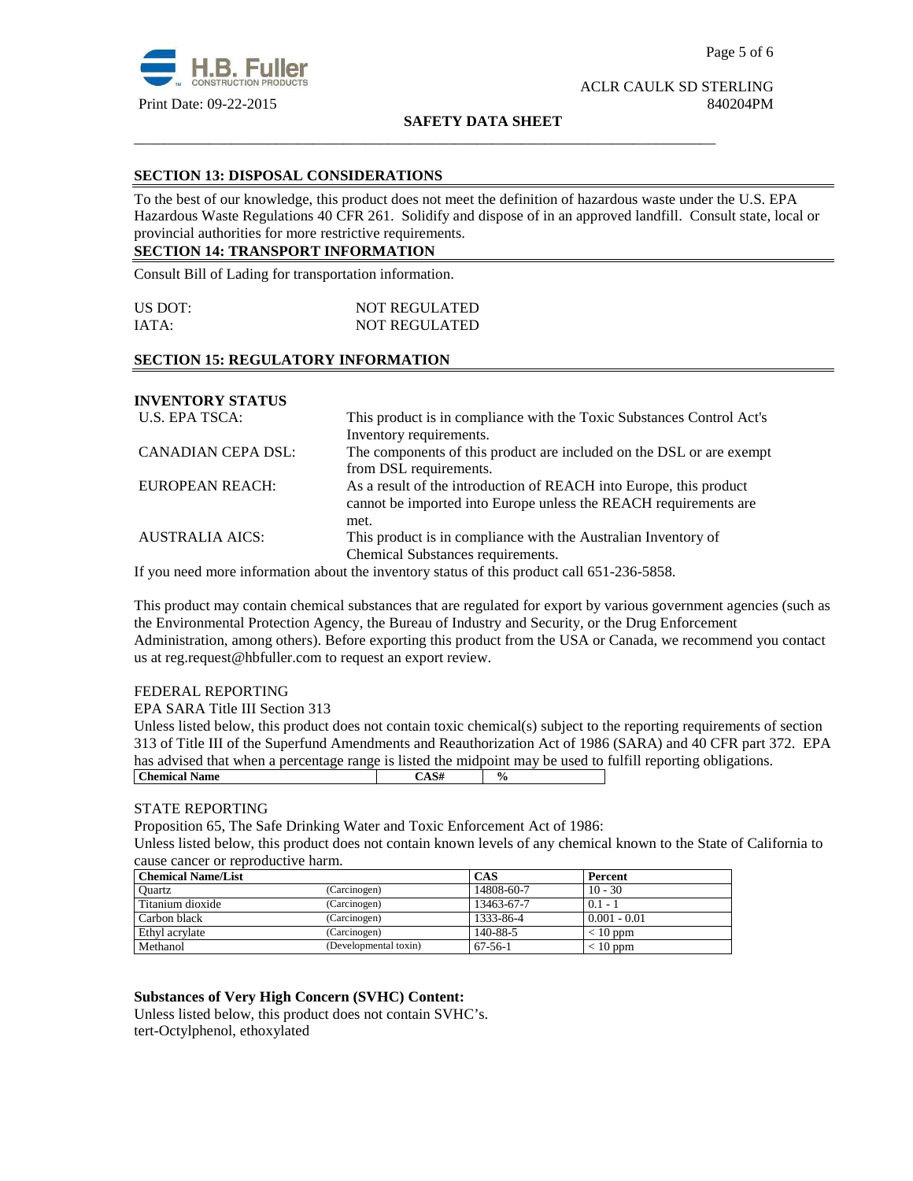## SECTION 13: DISPOSAL CONSIDERATIONS

To the best of our knowledge, this product does not meet the definition of hazardous waste under the U.S. EPA Hazardous Waste Regulations 40 CFR 261. Solidify and dispose of in an approved landfill. Consult state, local or provincial authorities for more restrictive requirements.

## SECTION 14: TRANSPORT INFORMATION

Consult Bill of Lading for transportation information.

| | |
|---|---|
| US DOT: | NOT REGULATED |
| IATA: | NOT REGULATED |

## SECTION 15: REGULATORY INFORMATION

### INVENTORY STATUS

| | |
|---|---|
| U.S. EPA TSCA: | This product is in compliance with the Toxic Substances Control Act's Inventory requirements. |
| CANADIAN CEPA DSL: | The components of this product are included on the DSL or are exempt from DSL requirements. |
| EUROPEAN REACH: | As a result of the introduction of REACH into Europe, this product cannot be imported into Europe unless the REACH requirements are met. |
| AUSTRALIA AICS: | This product is in compliance with the Australian Inventory of Chemical Substances requirements. |

If you need more information about the inventory status of this product call 651-236-5858.

This product may contain chemical substances that are regulated for export by various government agencies (such as the Environmental Protection Agency, the Bureau of Industry and Security, or the Drug Enforcement Administration, among others). Before exporting this product from the USA or Canada, we recommend you contact us at reg.request@hbfuller.com to request an export review.

FEDERAL REPORTING

EPA SARA Title III Section 313

Unless listed below, this product does not contain toxic chemical(s) subject to the reporting requirements of section 313 of Title III of the Superfund Amendments and Reauthorization Act of 1986 (SARA) and 40 CFR part 372. EPA has advised that when a percentage range is listed the midpoint may be used to fulfill reporting obligations.

| Chemical Name | CAS# | % |
|---|---|---|

STATE REPORTING

Proposition 65, The Safe Drinking Water and Toxic Enforcement Act of 1986:

Unless listed below, this product does not contain known levels of any chemical known to the State of California to cause cancer or reproductive harm.

| Chemical Name/List | | CAS | Percent |
|---|---|---|---|
| Quartz | (Carcinogen) | 14808-60-7 | 10 - 30 |
| Titanium dioxide | (Carcinogen) | 13463-67-7 | 0.1 - 1 |
| Carbon black | (Carcinogen) | 1333-86-4 | 0.001 - 0.01 |
| Ethyl acrylate | (Carcinogen) | 140-88-5 | < 10 ppm |
| Methanol | (Developmental toxin) | 67-56-1 | < 10 ppm |

**Substances of Very High Concern (SVHC) Content:**

Unless listed below, this product does not contain SVHC's.

tert-Octylphenol, ethoxylated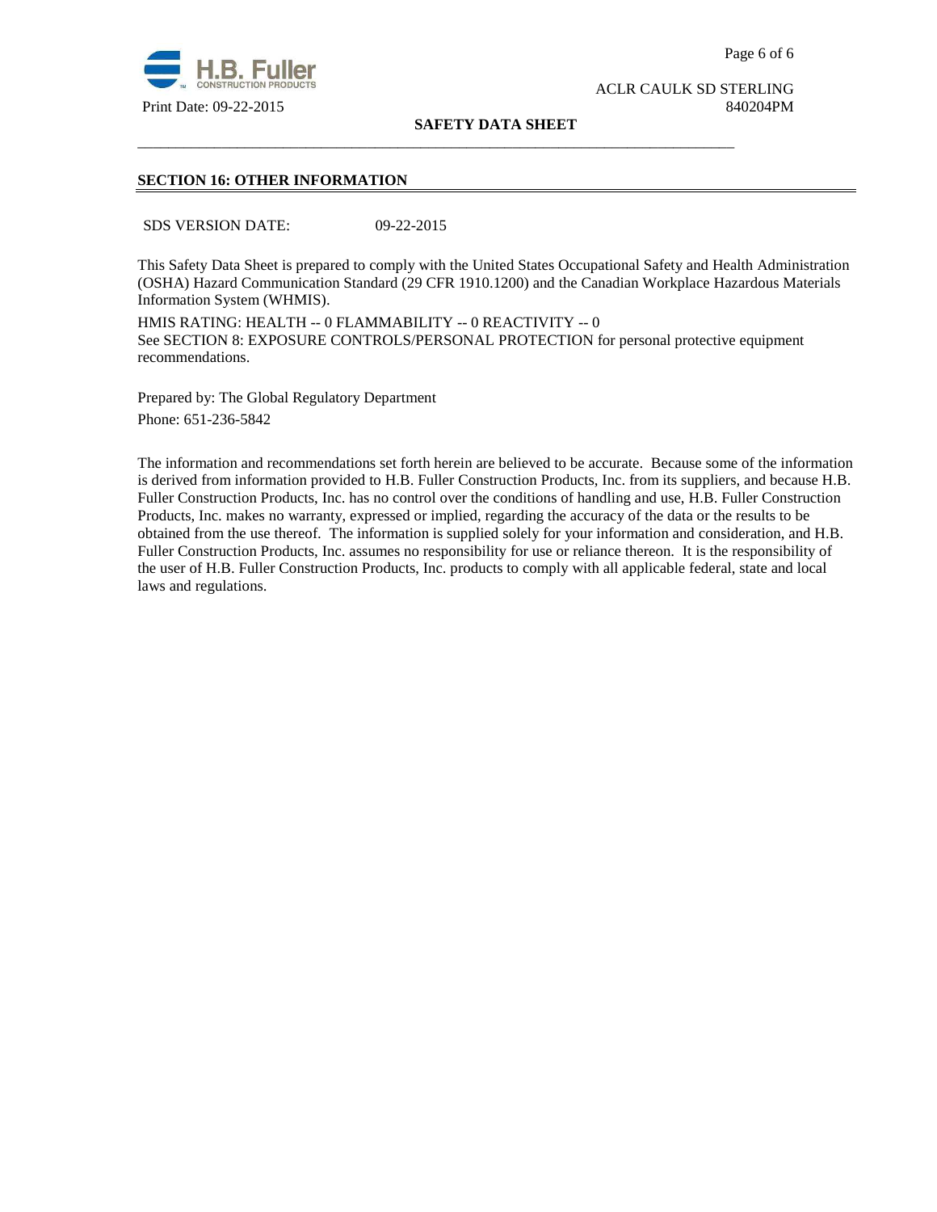## SECTION 16: OTHER INFORMATION

SDS VERSION DATE: 09-22-2015

This Safety Data Sheet is prepared to comply with the United States Occupational Safety and Health Administration (OSHA) Hazard Communication Standard (29 CFR 1910.1200) and the Canadian Workplace Hazardous Materials Information System (WHMIS).

HMIS RATING: HEALTH -- 0 FLAMMABILITY -- 0 REACTIVITY -- 0
See SECTION 8: EXPOSURE CONTROLS/PERSONAL PROTECTION for personal protective equipment recommendations.

Prepared by: The Global Regulatory Department
Phone: 651-236-5842

The information and recommendations set forth herein are believed to be accurate. Because some of the information is derived from information provided to H.B. Fuller Construction Products, Inc. from its suppliers, and because H.B. Fuller Construction Products, Inc. has no control over the conditions of handling and use, H.B. Fuller Construction Products, Inc. makes no warranty, expressed or implied, regarding the accuracy of the data or the results to be obtained from the use thereof. The information is supplied solely for your information and consideration, and H.B. Fuller Construction Products, Inc. assumes no responsibility for use or reliance thereon. It is the responsibility of the user of H.B. Fuller Construction Products, Inc. products to comply with all applicable federal, state and local laws and regulations.